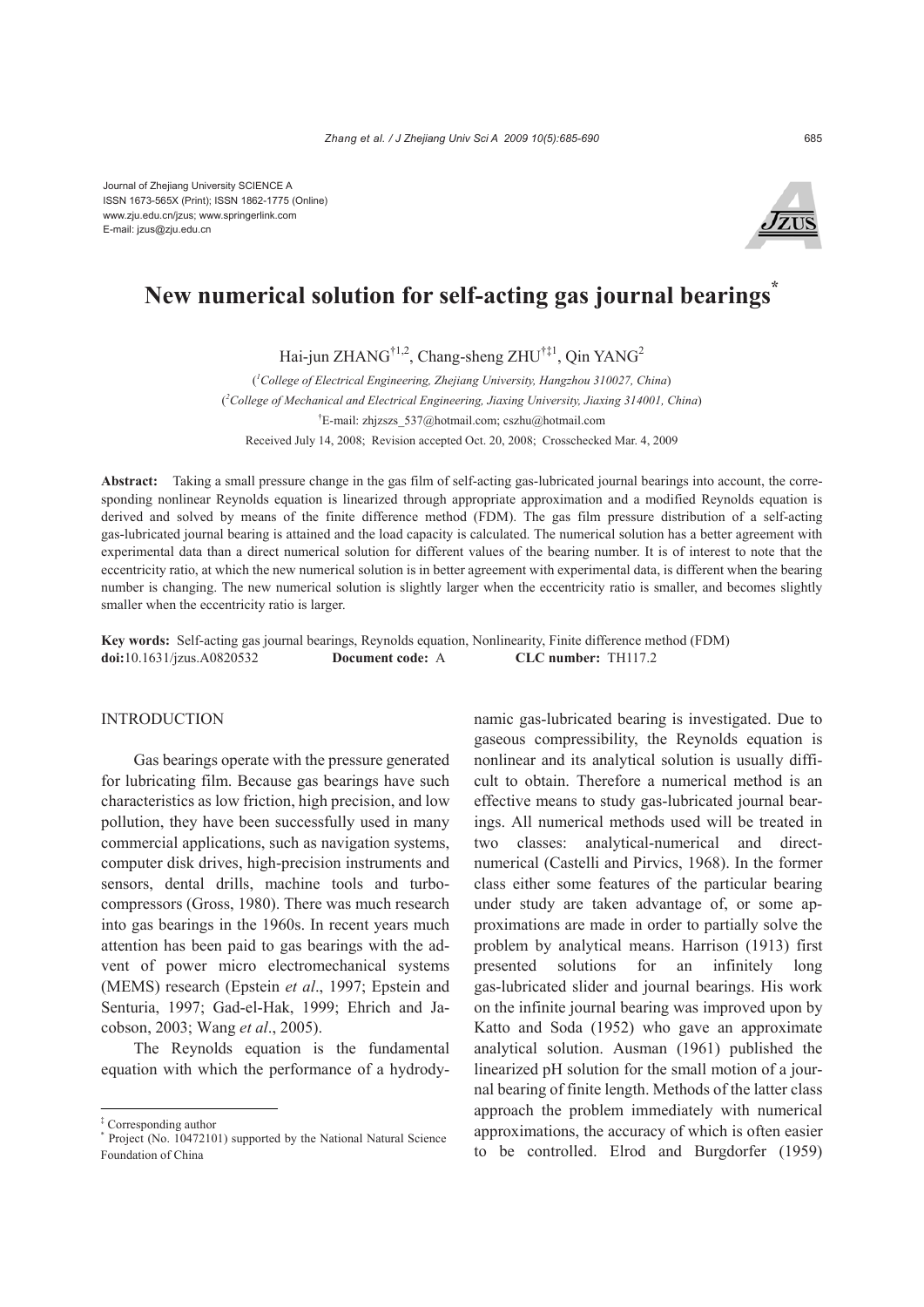Journal of Zhejiang University SCIENCE A
ISSN 1673-565X (Print); ISSN 1862-1775 (Online)
www.zju.edu.cn/jzus; www.springerlink.com
E-mail: jzus@zju.edu.cn

# New numerical solution for self-acting gas journal bearings*

Hai-jun ZHANG[†1,2], Chang-sheng ZHU[†‡1], Qin YANG[2]

([1]College of Electrical Engineering, Zhejiang University, Hangzhou 310027, China)
([2]College of Mechanical and Electrical Engineering, Jiaxing University, Jiaxing 314001, China)
[†]E-mail: zhjzszs_537@hotmail.com; cszhu@hotmail.com

Received July 14, 2008; Revision accepted Oct. 20, 2008; Crosschecked Mar. 4, 2009

**Abstract:** Taking a small pressure change in the gas film of self-acting gas-lubricated journal bearings into account, the corresponding nonlinear Reynolds equation is linearized through appropriate approximation and a modified Reynolds equation is derived and solved by means of the finite difference method (FDM). The gas film pressure distribution of a self-acting gas-lubricated journal bearing is attained and the load capacity is calculated. The numerical solution has a better agreement with experimental data than a direct numerical solution for different values of the bearing number. It is of interest to note that the eccentricity ratio, at which the new numerical solution is in better agreement with experimental data, is different when the bearing number is changing. The new numerical solution is slightly larger when the eccentricity ratio is smaller, and becomes slightly smaller when the eccentricity ratio is larger.

**Key words:** Self-acting gas journal bearings, Reynolds equation, Nonlinearity, Finite difference method (FDM)
**doi:**10.1631/jzus.A0820532 **Document code:** A **CLC number:** TH117.2

## INTRODUCTION

Gas bearings operate with the pressure generated for lubricating film. Because gas bearings have such characteristics as low friction, high precision, and low pollution, they have been successfully used in many commercial applications, such as navigation systems, computer disk drives, high-precision instruments and sensors, dental drills, machine tools and turbo-compressors (Gross, 1980). There was much research into gas bearings in the 1960s. In recent years much attention has been paid to gas bearings with the advent of power micro electromechanical systems (MEMS) research (Epstein *et al*., 1997; Epstein and Senturia, 1997; Gad-el-Hak, 1999; Ehrich and Jacobson, 2003; Wang *et al*., 2005).

The Reynolds equation is the fundamental equation with which the performance of a hydrodynamic gas-lubricated bearing is investigated. Due to gaseous compressibility, the Reynolds equation is nonlinear and its analytical solution is usually difficult to obtain. Therefore a numerical method is an effective means to study gas-lubricated journal bearings. All numerical methods used will be treated in two classes: analytical-numerical and direct-numerical (Castelli and Pirvics, 1968). In the former class either some features of the particular bearing under study are taken advantage of, or some approximations are made in order to partially solve the problem by analytical means. Harrison (1913) first presented solutions for an infinitely long gas-lubricated slider and journal bearings. His work on the infinite journal bearing was improved upon by Katto and Soda (1952) who gave an approximate analytical solution. Ausman (1961) published the linearized pH solution for the small motion of a journal bearing of finite length. Methods of the latter class approach the problem immediately with numerical approximations, the accuracy of which is often easier to be controlled. Elrod and Burgdorfer (1959)

---

‡ Corresponding author
\* Project (No. 10472101) supported by the National Natural Science Foundation of China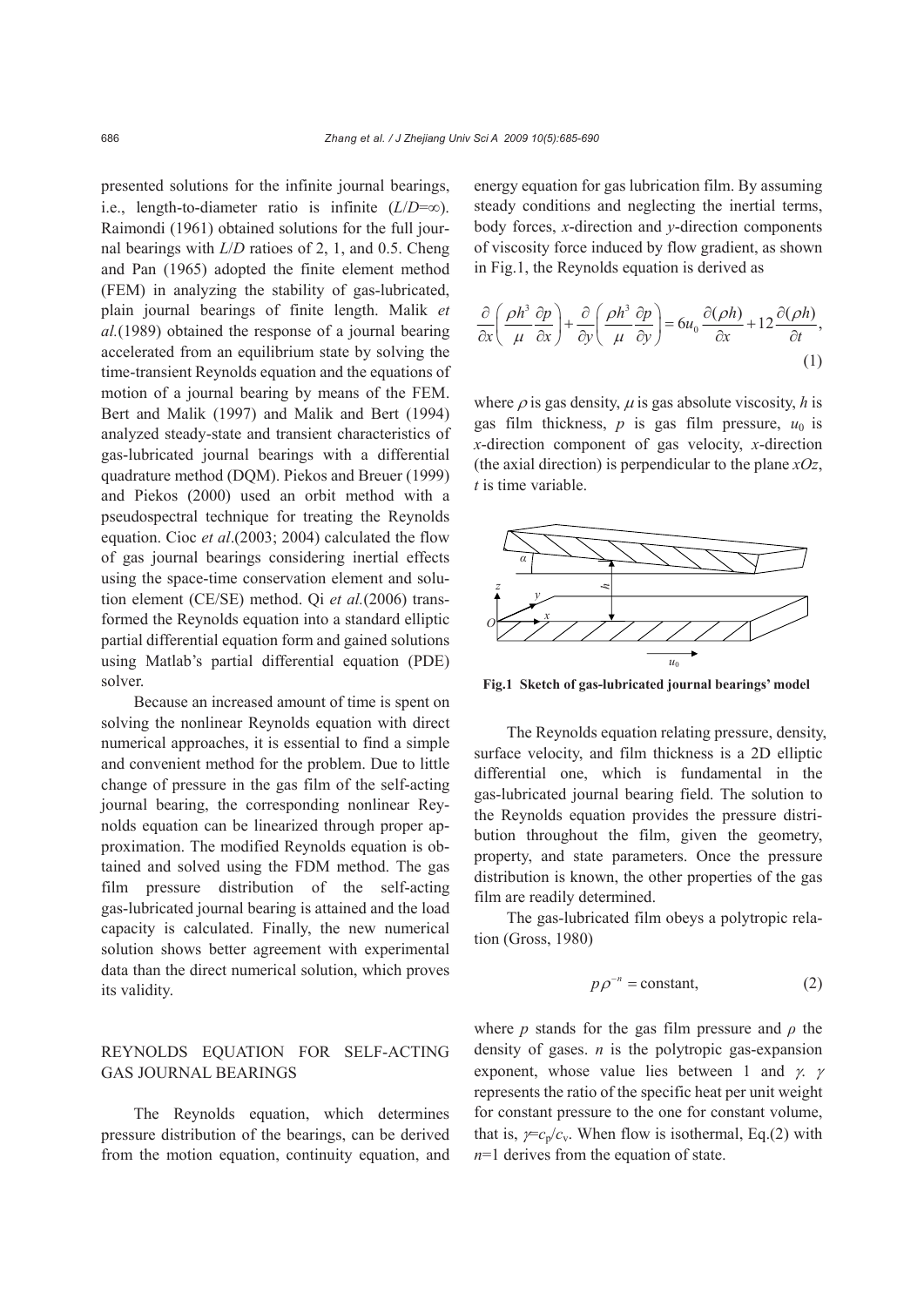presented solutions for the infinite journal bearings, i.e., length-to-diameter ratio is infinite ($L/D=\infty$). Raimondi (1961) obtained solutions for the full journal bearings with $L/D$ ratioes of 2, 1, and 0.5. Cheng and Pan (1965) adopted the finite element method (FEM) in analyzing the stability of gas-lubricated, plain journal bearings of finite length. Malik *et al.*(1989) obtained the response of a journal bearing accelerated from an equilibrium state by solving the time-transient Reynolds equation and the equations of motion of a journal bearing by means of the FEM. Bert and Malik (1997) and Malik and Bert (1994) analyzed steady-state and transient characteristics of gas-lubricated journal bearings with a differential quadrature method (DQM). Piekos and Breuer (1999) and Piekos (2000) used an orbit method with a pseudospectral technique for treating the Reynolds equation. Cioc *et al*.(2003; 2004) calculated the flow of gas journal bearings considering inertial effects using the space-time conservation element and solution element (CE/SE) method. Qi *et al.*(2006) transformed the Reynolds equation into a standard elliptic partial differential equation form and gained solutions using Matlab's partial differential equation (PDE) solver.

Because an increased amount of time is spent on solving the nonlinear Reynolds equation with direct numerical approaches, it is essential to find a simple and convenient method for the problem. Due to little change of pressure in the gas film of the self-acting journal bearing, the corresponding nonlinear Reynolds equation can be linearized through proper approximation. The modified Reynolds equation is obtained and solved using the FDM method. The gas film pressure distribution of the self-acting gas-lubricated journal bearing is attained and the load capacity is calculated. Finally, the new numerical solution shows better agreement with experimental data than the direct numerical solution, which proves its validity.

## REYNOLDS EQUATION FOR SELF-ACTING GAS JOURNAL BEARINGS

The Reynolds equation, which determines pressure distribution of the bearings, can be derived from the motion equation, continuity equation, and energy equation for gas lubrication film. By assuming steady conditions and neglecting the inertial terms, body forces, $x$-direction and $y$-direction components of viscosity force induced by flow gradient, as shown in Fig.1, the Reynolds equation is derived as

$$\frac{\partial}{\partial x}\left(\frac{\rho h^3}{\mu}\frac{\partial p}{\partial x}\right)+\frac{\partial}{\partial y}\left(\frac{\rho h^3}{\mu}\frac{\partial p}{\partial y}\right)=6u_0\frac{\partial(\rho h)}{\partial x}+12\frac{\partial(\rho h)}{\partial t}, \tag{1}$$

where $\rho$ is gas density, $\mu$ is gas absolute viscosity, $h$ is gas film thickness, $p$ is gas film pressure, $u_0$ is $x$-direction component of gas velocity, $x$-direction (the axial direction) is perpendicular to the plane $xOz$, $t$ is time variable.

**Fig.1 Sketch of gas-lubricated journal bearings' model**

The Reynolds equation relating pressure, density, surface velocity, and film thickness is a 2D elliptic differential one, which is fundamental in the gas-lubricated journal bearing field. The solution to the Reynolds equation provides the pressure distribution throughout the film, given the geometry, property, and state parameters. Once the pressure distribution is known, the other properties of the gas film are readily determined.

The gas-lubricated film obeys a polytropic relation (Gross, 1980)

$$p\rho^{-n}=\text{constant}, \tag{2}$$

where $p$ stands for the gas film pressure and $\rho$ the density of gases. $n$ is the polytropic gas-expansion exponent, whose value lies between 1 and $\gamma$. $\gamma$ represents the ratio of the specific heat per unit weight for constant pressure to the one for constant volume, that is, $\gamma=c_p/c_v$. When flow is isothermal, Eq.(2) with $n=1$ derives from the equation of state.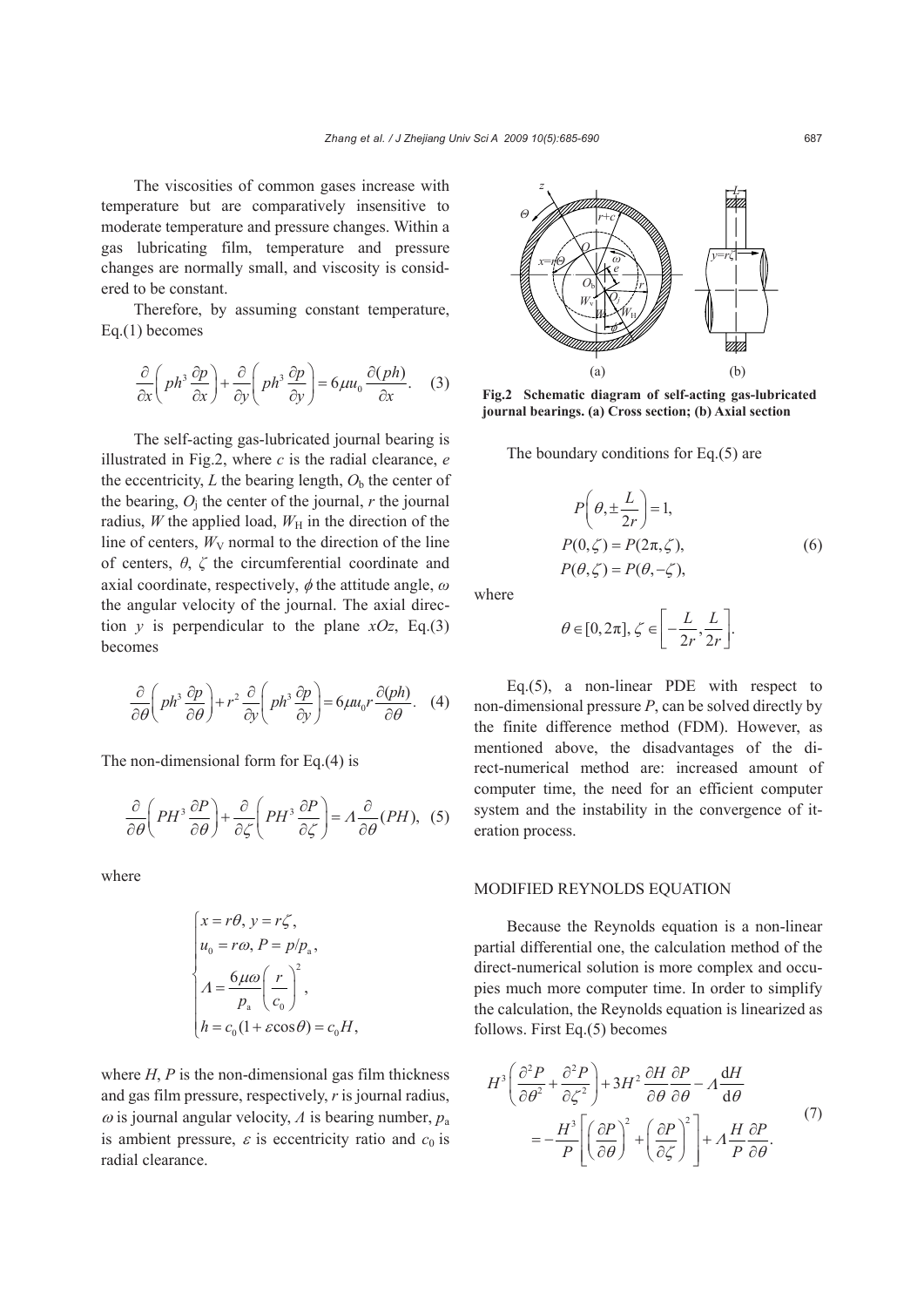The viscosities of common gases increase with temperature but are comparatively insensitive to moderate temperature and pressure changes. Within a gas lubricating film, temperature and pressure changes are normally small, and viscosity is considered to be constant.

Therefore, by assuming constant temperature, Eq.(1) becomes

$$\frac{\partial}{\partial x}\left(ph^3\frac{\partial p}{\partial x}\right)+\frac{\partial}{\partial y}\left(ph^3\frac{\partial p}{\partial y}\right)=6\mu u_0\frac{\partial(ph)}{\partial x}. \quad (3)$$

The self-acting gas-lubricated journal bearing is illustrated in Fig.2, where $c$ is the radial clearance, $e$ the eccentricity, $L$ the bearing length, $O_b$ the center of the bearing, $O_j$ the center of the journal, $r$ the journal radius, $W$ the applied load, $W_H$ in the direction of the line of centers, $W_V$ normal to the direction of the line of centers, $\theta$, $\zeta$ the circumferential coordinate and axial coordinate, respectively, $\phi$ the attitude angle, $\omega$ the angular velocity of the journal. The axial direction $y$ is perpendicular to the plane $xOz$, Eq.(3) becomes

$$\frac{\partial}{\partial\theta}\left(ph^3\frac{\partial p}{\partial\theta}\right)+r^2\frac{\partial}{\partial y}\left(ph^3\frac{\partial p}{\partial y}\right)=6\mu u_0 r\frac{\partial(ph)}{\partial\theta}. \quad (4)$$

The non-dimensional form for Eq.(4) is

$$\frac{\partial}{\partial\theta}\left(PH^3\frac{\partial P}{\partial\theta}\right)+\frac{\partial}{\partial\zeta}\left(PH^3\frac{\partial P}{\partial\zeta}\right)=\Lambda\frac{\partial}{\partial\theta}(PH), \quad (5)$$

where

$$\begin{cases} x=r\theta,\ y=r\zeta, \\ u_0=r\omega,\ P=p/p_a, \\ \Lambda=\dfrac{6\mu\omega}{p_a}\left(\dfrac{r}{c_0}\right)^2, \\ h=c_0(1+\varepsilon\cos\theta)=c_0H, \end{cases}$$

where $H$, $P$ is the non-dimensional gas film thickness and gas film pressure, respectively, $r$ is journal radius, $\omega$ is journal angular velocity, $\Lambda$ is bearing number, $p_a$ is ambient pressure, $\varepsilon$ is eccentricity ratio and $c_0$ is radial clearance.

**Fig.2 Schematic diagram of self-acting gas-lubricated journal bearings. (a) Cross section; (b) Axial section**

The boundary conditions for Eq.(5) are

$$\begin{aligned} &P\left(\theta,\pm\frac{L}{2r}\right)=1, \\ &P(0,\zeta)=P(2\pi,\zeta), \\ &P(\theta,\zeta)=P(\theta,-\zeta), \end{aligned} \quad (6)$$

where

$$\theta\in[0,2\pi],\ \zeta\in\left[-\frac{L}{2r},\frac{L}{2r}\right].$$

Eq.(5), a non-linear PDE with respect to non-dimensional pressure $P$, can be solved directly by the finite difference method (FDM). However, as mentioned above, the disadvantages of the direct-numerical method are: increased amount of computer time, the need for an efficient computer system and the instability in the convergence of iteration process.

## MODIFIED REYNOLDS EQUATION

Because the Reynolds equation is a non-linear partial differential one, the calculation method of the direct-numerical solution is more complex and occupies much more computer time. In order to simplify the calculation, the Reynolds equation is linearized as follows. First Eq.(5) becomes

$$\begin{aligned} &H^3\left(\frac{\partial^2 P}{\partial\theta^2}+\frac{\partial^2 P}{\partial\zeta^2}\right)+3H^2\frac{\partial H}{\partial\theta}\frac{\partial P}{\partial\theta}-\Lambda\frac{\mathrm{d}H}{\mathrm{d}\theta} \\ &=-\frac{H^3}{P}\left[\left(\frac{\partial P}{\partial\theta}\right)^2+\left(\frac{\partial P}{\partial\zeta}\right)^2\right]+\Lambda\frac{H}{P}\frac{\partial P}{\partial\theta}. \end{aligned} \quad (7)$$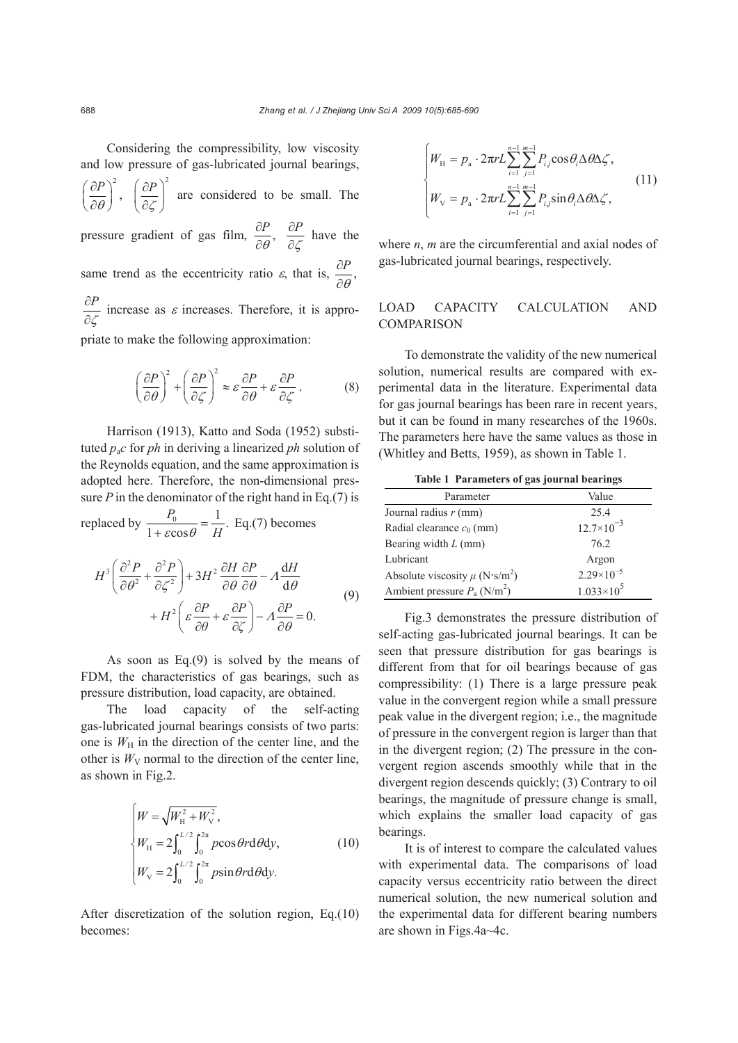Considering the compressibility, low viscosity and low pressure of gas-lubricated journal bearings, $\left(\frac{\partial P}{\partial \theta}\right)^2$, $\left(\frac{\partial P}{\partial \zeta}\right)^2$ are considered to be small. The pressure gradient of gas film, $\frac{\partial P}{\partial \theta}$, $\frac{\partial P}{\partial \zeta}$ have the same trend as the eccentricity ratio $\varepsilon$, that is, $\frac{\partial P}{\partial \theta}$, $\frac{\partial P}{\partial \zeta}$ increase as $\varepsilon$ increases. Therefore, it is appropriate to make the following approximation:

$$\left(\frac{\partial P}{\partial \theta}\right)^2 + \left(\frac{\partial P}{\partial \zeta}\right)^2 \approx \varepsilon \frac{\partial P}{\partial \theta} + \varepsilon \frac{\partial P}{\partial \zeta}. \tag{8}$$

Harrison (1913), Katto and Soda (1952) substituted $p_a c$ for $ph$ in deriving a linearized $ph$ solution of the Reynolds equation, and the same approximation is adopted here. Therefore, the non-dimensional pressure $P$ in the denominator of the right hand in Eq.(7) is replaced by $\frac{P_0}{1+\varepsilon\cos\theta} = \frac{1}{H}$. Eq.(7) becomes

$$H^3\left(\frac{\partial^2 P}{\partial \theta^2} + \frac{\partial^2 P}{\partial \zeta^2}\right) + 3H^2 \frac{\partial H}{\partial \theta}\frac{\partial P}{\partial \theta} - \Lambda \frac{\mathrm{d}H}{\mathrm{d}\theta} + H^2\left(\varepsilon \frac{\partial P}{\partial \theta} + \varepsilon \frac{\partial P}{\partial \zeta}\right) - \Lambda \frac{\partial P}{\partial \theta} = 0. \tag{9}$$

As soon as Eq.(9) is solved by the means of FDM, the characteristics of gas bearings, such as pressure distribution, load capacity, are obtained.

The load capacity of the self-acting gas-lubricated journal bearings consists of two parts: one is $W_{\mathrm{H}}$ in the direction of the center line, and the other is $W_{\mathrm{V}}$ normal to the direction of the center line, as shown in Fig.2.

$$\begin{cases} W = \sqrt{W_{\mathrm{H}}^2 + W_{\mathrm{V}}^2}, \\ W_{\mathrm{H}} = 2\int_0^{L/2}\int_0^{2\pi} p\cos\theta r\mathrm{d}\theta\mathrm{d}y, \\ W_{\mathrm{V}} = 2\int_0^{L/2}\int_0^{2\pi} p\sin\theta r\mathrm{d}\theta\mathrm{d}y. \end{cases} \tag{10}$$

After discretization of the solution region, Eq.(10) becomes:

$$\begin{cases} W_{\mathrm{H}} = p_{\mathrm{a}} \cdot 2\pi r L \sum_{i=1}^{n-1}\sum_{j=1}^{m-1} P_{i,j}\cos\theta_i \Delta\theta\Delta\zeta, \\ W_{\mathrm{V}} = p_{\mathrm{a}} \cdot 2\pi r L \sum_{i=1}^{n-1}\sum_{j=1}^{m-1} P_{i,j}\sin\theta_i \Delta\theta\Delta\zeta, \end{cases} \tag{11}$$

where $n$, $m$ are the circumferential and axial nodes of gas-lubricated journal bearings, respectively.

## LOAD CAPACITY CALCULATION AND COMPARISON

To demonstrate the validity of the new numerical solution, numerical results are compared with experimental data in the literature. Experimental data for gas journal bearings has been rare in recent years, but it can be found in many researches of the 1960s. The parameters here have the same values as those in (Whitley and Betts, 1959), as shown in Table 1.

**Table 1 Parameters of gas journal bearings**

| Parameter | Value |
|---|---|
| Journal radius $r$ (mm) | 25.4 |
| Radial clearance $c_0$ (mm) | $12.7\times10^{-3}$ |
| Bearing width $L$ (mm) | 76.2 |
| Lubricant | Argon |
| Absolute viscosity $\mu$ (N·s/m$^2$) | $2.29\times10^{-5}$ |
| Ambient pressure $P_{\mathrm{a}}$ (N/m$^2$) | $1.033\times10^5$ |

Fig.3 demonstrates the pressure distribution of self-acting gas-lubricated journal bearings. It can be seen that pressure distribution for gas bearings is different from that for oil bearings because of gas compressibility: (1) There is a large pressure peak value in the convergent region while a small pressure peak value in the divergent region; i.e., the magnitude of pressure in the convergent region is larger than that in the divergent region; (2) The pressure in the convergent region ascends smoothly while that in the divergent region descends quickly; (3) Contrary to oil bearings, the magnitude of pressure change is small, which explains the smaller load capacity of gas bearings.

It is of interest to compare the calculated values with experimental data. The comparisons of load capacity versus eccentricity ratio between the direct numerical solution, the new numerical solution and the experimental data for different bearing numbers are shown in Figs.4a~4c.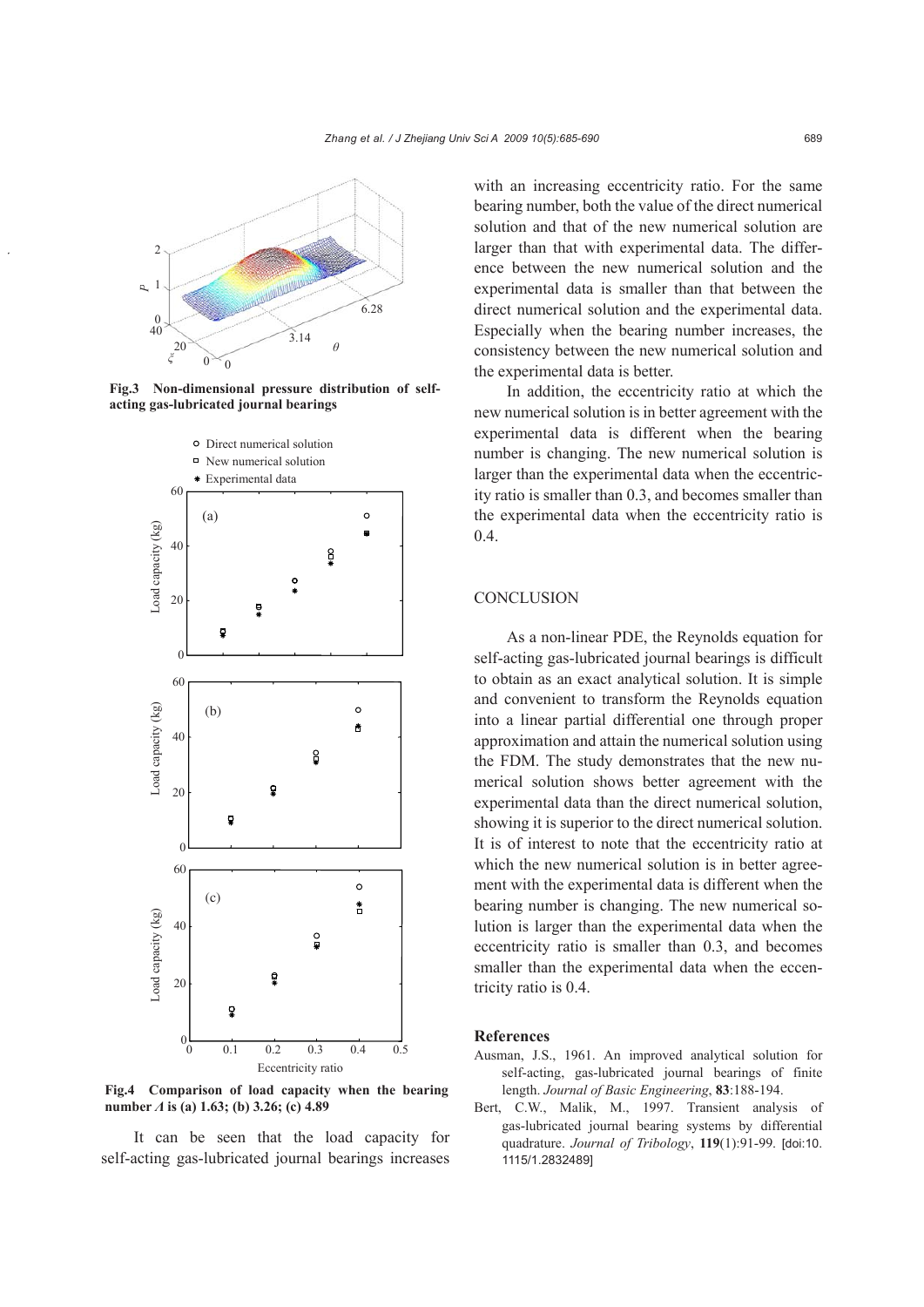**Fig.3 Non-dimensional pressure distribution of self-acting gas-lubricated journal bearings**

**Fig.4 Comparison of load capacity when the bearing number $\Lambda$ is (a) 1.63; (b) 3.26; (c) 4.89**

It can be seen that the load capacity for self-acting gas-lubricated journal bearings increases with an increasing eccentricity ratio. For the same bearing number, both the value of the direct numerical solution and that of the new numerical solution are larger than that with experimental data. The difference between the new numerical solution and the experimental data is smaller than that between the direct numerical solution and the experimental data. Especially when the bearing number increases, the consistency between the new numerical solution and the experimental data is better.

In addition, the eccentricity ratio at which the new numerical solution is in better agreement with the experimental data is different when the bearing number is changing. The new numerical solution is larger than the experimental data when the eccentricity ratio is smaller than 0.3, and becomes smaller than the experimental data when the eccentricity ratio is 0.4.

## CONCLUSION

As a non-linear PDE, the Reynolds equation for self-acting gas-lubricated journal bearings is difficult to obtain as an exact analytical solution. It is simple and convenient to transform the Reynolds equation into a linear partial differential one through proper approximation and attain the numerical solution using the FDM. The study demonstrates that the new numerical solution shows better agreement with the experimental data than the direct numerical solution, showing it is superior to the direct numerical solution. It is of interest to note that the eccentricity ratio at which the new numerical solution is in better agreement with the experimental data is different when the bearing number is changing. The new numerical solution is larger than the experimental data when the eccentricity ratio is smaller than 0.3, and becomes smaller than the experimental data when the eccentricity ratio is 0.4.

## References

Ausman, J.S., 1961. An improved analytical solution for self-acting, gas-lubricated journal bearings of finite length. *Journal of Basic Engineering*, **83**:188-194.

Bert, C.W., Malik, M., 1997. Transient analysis of gas-lubricated journal bearing systems by differential quadrature. *Journal of Tribology*, **119**(1):91-99. [doi:10.1115/1.2832489]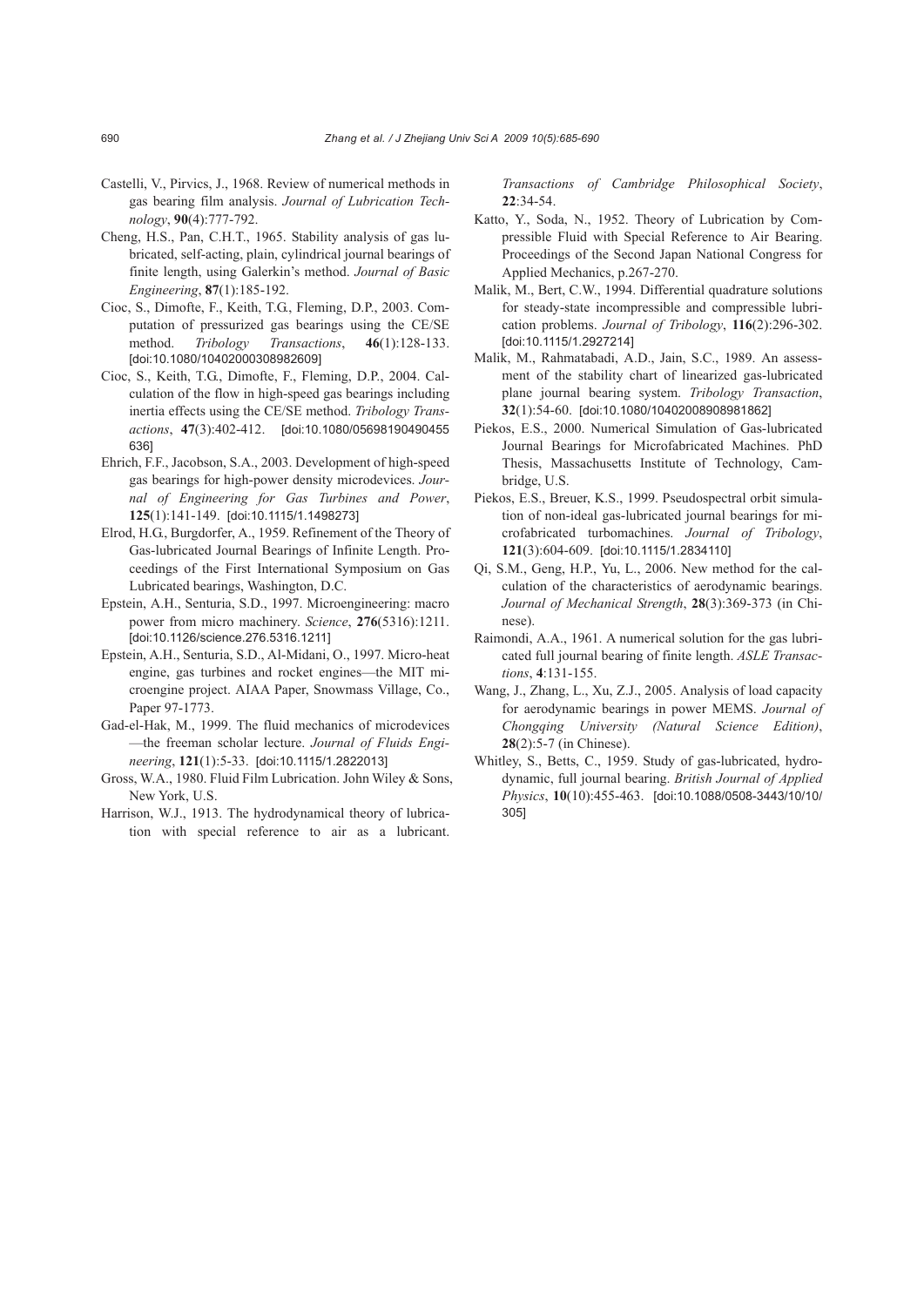Castelli, V., Pirvics, J., 1968. Review of numerical methods in gas bearing film analysis. *Journal of Lubrication Technology*, **90**(4):777-792.

Cheng, H.S., Pan, C.H.T., 1965. Stability analysis of gas lubricated, self-acting, plain, cylindrical journal bearings of finite length, using Galerkin's method. *Journal of Basic Engineering*, **87**(1):185-192.

Cioc, S., Dimofte, F., Keith, T.G., Fleming, D.P., 2003. Computation of pressurized gas bearings using the CE/SE method. *Tribology Transactions*, **46**(1):128-133. [doi:10.1080/10402000308982609]

Cioc, S., Keith, T.G., Dimofte, F., Fleming, D.P., 2004. Calculation of the flow in high-speed gas bearings including inertia effects using the CE/SE method. *Tribology Transactions*, **47**(3):402-412. [doi:10.1080/05698190490455636]

Ehrich, F.F., Jacobson, S.A., 2003. Development of high-speed gas bearings for high-power density microdevices. *Journal of Engineering for Gas Turbines and Power*, **125**(1):141-149. [doi:10.1115/1.1498273]

Elrod, H.G., Burgdorfer, A., 1959. Refinement of the Theory of Gas-lubricated Journal Bearings of Infinite Length. Proceedings of the First International Symposium on Gas Lubricated bearings, Washington, D.C.

Epstein, A.H., Senturia, S.D., 1997. Microengineering: macro power from micro machinery. *Science*, **276**(5316):1211. [doi:10.1126/science.276.5316.1211]

Epstein, A.H., Senturia, S.D., Al-Midani, O., 1997. Micro-heat engine, gas turbines and rocket engines—the MIT microengine project. AIAA Paper, Snowmass Village, Co., Paper 97-1773.

Gad-el-Hak, M., 1999. The fluid mechanics of microdevices —the freeman scholar lecture. *Journal of Fluids Engineering*, **121**(1):5-33. [doi:10.1115/1.2822013]

Gross, W.A., 1980. Fluid Film Lubrication. John Wiley & Sons, New York, U.S.

Harrison, W.J., 1913. The hydrodynamical theory of lubrication with special reference to air as a lubricant. *Transactions of Cambridge Philosophical Society*, **22**:34-54.

Katto, Y., Soda, N., 1952. Theory of Lubrication by Compressible Fluid with Special Reference to Air Bearing. Proceedings of the Second Japan National Congress for Applied Mechanics, p.267-270.

Malik, M., Bert, C.W., 1994. Differential quadrature solutions for steady-state incompressible and compressible lubrication problems. *Journal of Tribology*, **116**(2):296-302. [doi:10.1115/1.2927214]

Malik, M., Rahmatabadi, A.D., Jain, S.C., 1989. An assessment of the stability chart of linearized gas-lubricated plane journal bearing system. *Tribology Transaction*, **32**(1):54-60. [doi:10.1080/10402008908981862]

Piekos, E.S., 2000. Numerical Simulation of Gas-lubricated Journal Bearings for Microfabricated Machines. PhD Thesis, Massachusetts Institute of Technology, Cambridge, U.S.

Piekos, E.S., Breuer, K.S., 1999. Pseudospectral orbit simulation of non-ideal gas-lubricated journal bearings for microfabricated turbomachines. *Journal of Tribology*, **121**(3):604-609. [doi:10.1115/1.2834110]

Qi, S.M., Geng, H.P., Yu, L., 2006. New method for the calculation of the characteristics of aerodynamic bearings. *Journal of Mechanical Strength*, **28**(3):369-373 (in Chinese).

Raimondi, A.A., 1961. A numerical solution for the gas lubricated full journal bearing of finite length. *ASLE Transactions*, **4**:131-155.

Wang, J., Zhang, L., Xu, Z.J., 2005. Analysis of load capacity for aerodynamic bearings in power MEMS. *Journal of Chongqing University (Natural Science Edition)*, **28**(2):5-7 (in Chinese).

Whitley, S., Betts, C., 1959. Study of gas-lubricated, hydrodynamic, full journal bearing. *British Journal of Applied Physics*, **10**(10):455-463. [doi:10.1088/0508-3443/10/10/305]